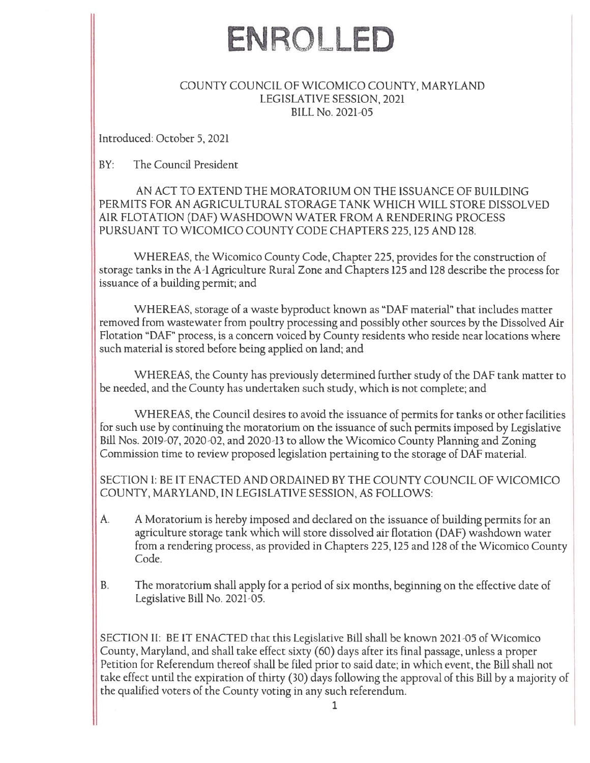# ENROLLED

COUNTY COUNCIL OF WICOMICO COUNTY, MARYLAND
LEGISLATIVE SESSION, 2021
BILL No. 2021-05

Introduced: October 5, 2021

BY: The Council President

AN ACT TO EXTEND THE MORATORIUM ON THE ISSUANCE OF BUILDING PERMITS FOR AN AGRICULTURAL STORAGE TANK WHICH WILL STORE DISSOLVED AIR FLOTATION (DAF) WASHDOWN WATER FROM A RENDERING PROCESS PURSUANT TO WICOMICO COUNTY CODE CHAPTERS 225, 125 AND 128.

WHEREAS, the Wicomico County Code, Chapter 225, provides for the construction of storage tanks in the A-1 Agriculture Rural Zone and Chapters 125 and 128 describe the process for issuance of a building permit; and

WHEREAS, storage of a waste byproduct known as "DAF material" that includes matter removed from wastewater from poultry processing and possibly other sources by the Dissolved Air Flotation "DAF" process, is a concern voiced by County residents who reside near locations where such material is stored before being applied on land; and

WHEREAS, the County has previously determined further study of the DAF tank matter to be needed, and the County has undertaken such study, which is not complete; and

WHEREAS, the Council desires to avoid the issuance of permits for tanks or other facilities for such use by continuing the moratorium on the issuance of such permits imposed by Legislative Bill Nos. 2019-07, 2020-02, and 2020-13 to allow the Wicomico County Planning and Zoning Commission time to review proposed legislation pertaining to the storage of DAF material.

SECTION I: BE IT ENACTED AND ORDAINED BY THE COUNTY COUNCIL OF WICOMICO COUNTY, MARYLAND, IN LEGISLATIVE SESSION, AS FOLLOWS:

A. A Moratorium is hereby imposed and declared on the issuance of building permits for an agriculture storage tank which will store dissolved air flotation (DAF) washdown water from a rendering process, as provided in Chapters 225, 125 and 128 of the Wicomico County Code.

B. The moratorium shall apply for a period of six months, beginning on the effective date of Legislative Bill No. 2021-05.

SECTION II: BE IT ENACTED that this Legislative Bill shall be known 2021-05 of Wicomico County, Maryland, and shall take effect sixty (60) days after its final passage, unless a proper Petition for Referendum thereof shall be filed prior to said date; in which event, the Bill shall not take effect until the expiration of thirty (30) days following the approval of this Bill by a majority of the qualified voters of the County voting in any such referendum.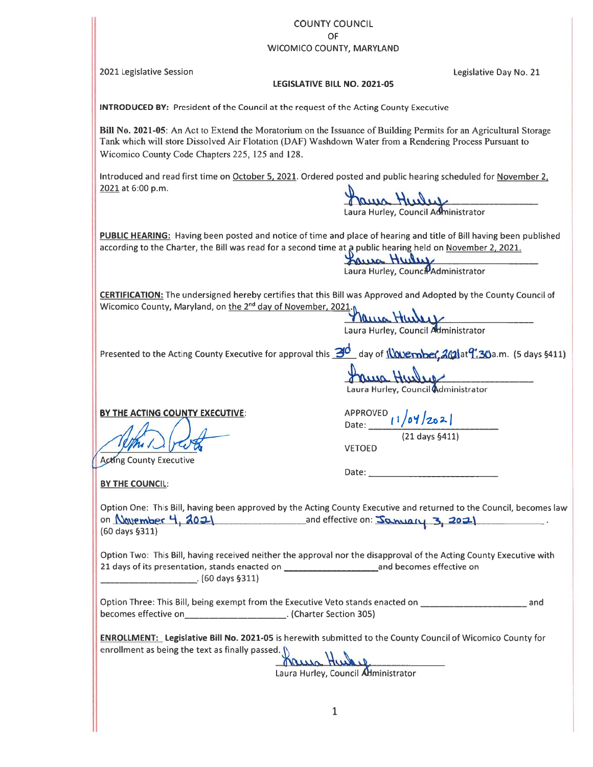COUNTY COUNCIL
OF
WICOMICO COUNTY, MARYLAND

2021 Legislative Session

Legislative Day No. 21

**LEGISLATIVE BILL NO. 2021-05**

**INTRODUCED BY:** President of the Council at the request of the Acting County Executive

**Bill No. 2021-05**: An Act to Extend the Moratorium on the Issuance of Building Permits for an Agricultural Storage Tank which will store Dissolved Air Flotation (DAF) Washdown Water from a Rendering Process Pursuant to Wicomico County Code Chapters 225, 125 and 128.

Introduced and read first time on October 5, 2021. Ordered posted and public hearing scheduled for November 2, 2021 at 6:00 p.m.

Laura Hurley, Council Administrator

**PUBLIC HEARING:** Having been posted and notice of time and place of hearing and title of Bill having been published according to the Charter, the Bill was read for a second time at a public hearing held on November 2, 2021.

Laura Hurley, Council Administrator

**CERTIFICATION:** The undersigned hereby certifies that this Bill was Approved and Adopted by the County Council of Wicomico County, Maryland, on the 2nd day of November, 2021.

Laura Hurley, Council Administrator

Presented to the Acting County Executive for approval this 3rd day of November, 2021 at 9:30 a.m. (5 days §411)

Laura Hurley, Council Administrator

**BY THE ACTING COUNTY EXECUTIVE:**

Acting County Executive

APPROVED
Date: 11/04/2021
(21 days §411)

VETOED

Date: ____________________

**BY THE COUNCIL:**

Option One: This Bill, having been approved by the Acting County Executive and returned to the Council, becomes law on November 4, 2021 and effective on: January 3, 2021.
(60 days §311)

Option Two: This Bill, having received neither the approval nor the disapproval of the Acting County Executive with 21 days of its presentation, stands enacted on ____________________ and becomes effective on ____________________. (60 days §311)

Option Three: This Bill, being exempt from the Executive Veto stands enacted on ____________________ and becomes effective on ____________________. (Charter Section 305)

**ENROLLMENT:** **Legislative Bill No. 2021-05** is herewith submitted to the County Council of Wicomico County for enrollment as being the text as finally passed.

Laura Hurley, Council Administrator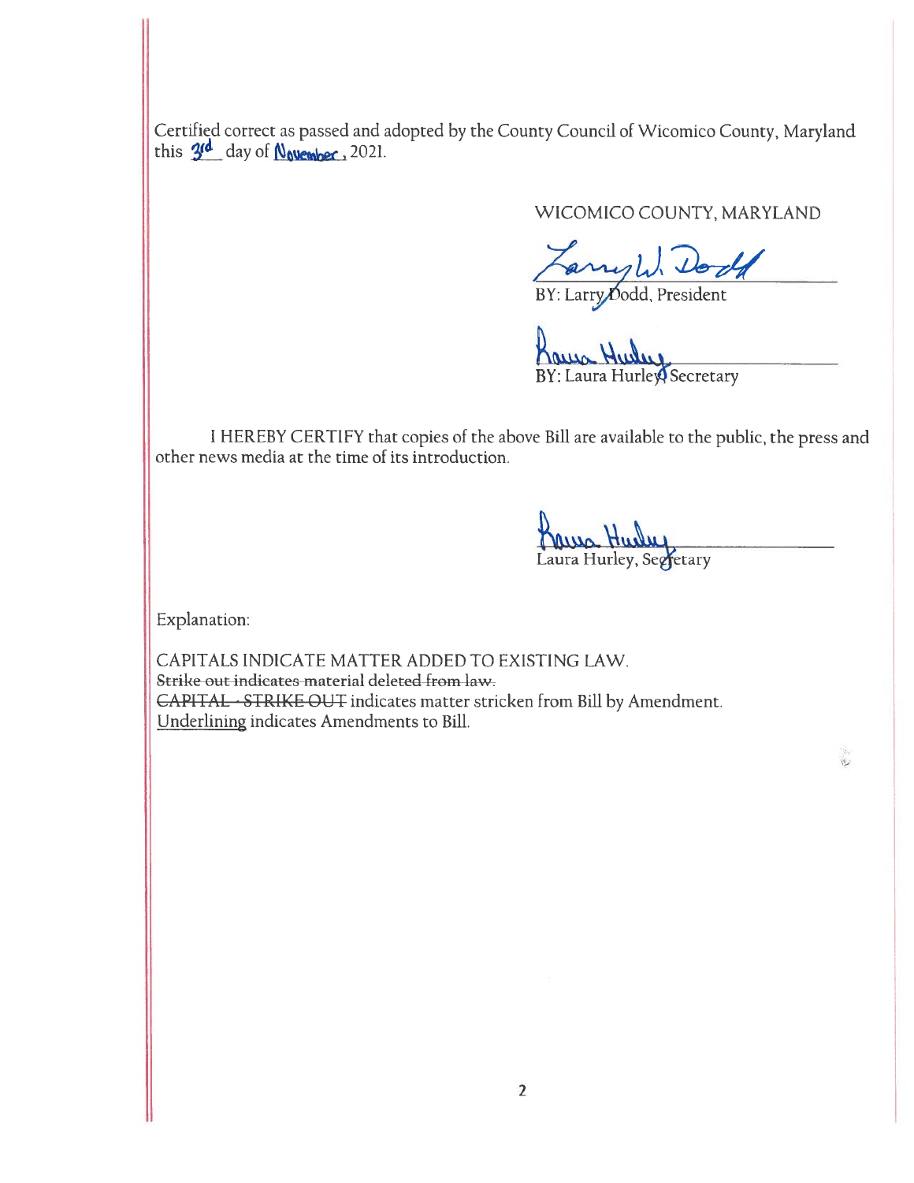Certified correct as passed and adopted by the County Council of Wicomico County, Maryland this 3rd day of November, 2021.

WICOMICO COUNTY, MARYLAND

Larry W. Dodd

BY: Larry Dodd, President

Laura Hurley

BY: Laura Hurley, Secretary

I HEREBY CERTIFY that copies of the above Bill are available to the public, the press and other news media at the time of its introduction.

Laura Hurley

Laura Hurley, Secretary

Explanation:

CAPITALS INDICATE MATTER ADDED TO EXISTING LAW.
~~Strike out indicates material deleted from law.~~
~~CAPITAL - STRIKE OUT~~ indicates matter stricken from Bill by Amendment.
<u>Underlining</u> indicates Amendments to Bill.